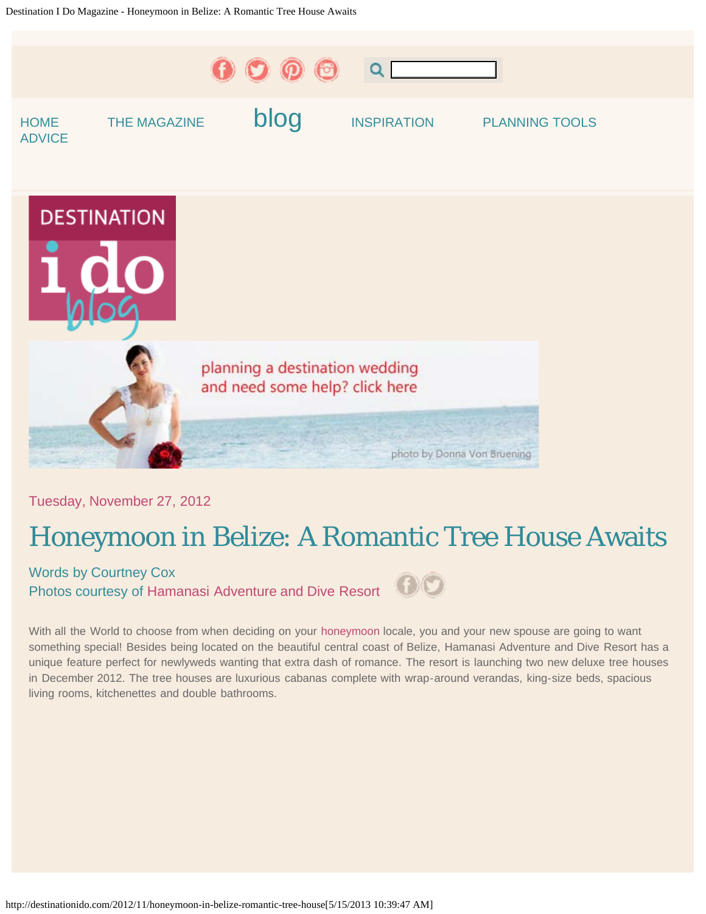HOME
THE MAGAZINE
blog
INSPIRATION
PLANNING TOOLS
ADVICE

DESTINATION i do blog

planning a destination wedding and need some help? click here

photo by Donna Von Bruening

Tuesday, November 27, 2012

# Honeymoon in Belize: A Romantic Tree House Awaits

Words by Courtney Cox
Photos courtesy of Hamanasi Adventure and Dive Resort

With all the World to choose from when deciding on your honeymoon locale, you and your new spouse are going to want something special! Besides being located on the beautiful central coast of Belize, Hamanasi Adventure and Dive Resort has a unique feature perfect for newlyweds wanting that extra dash of romance. The resort is launching two new deluxe tree houses in December 2012. The tree houses are luxurious cabanas complete with wrap-around verandas, king-size beds, spacious living rooms, kitchenettes and double bathrooms.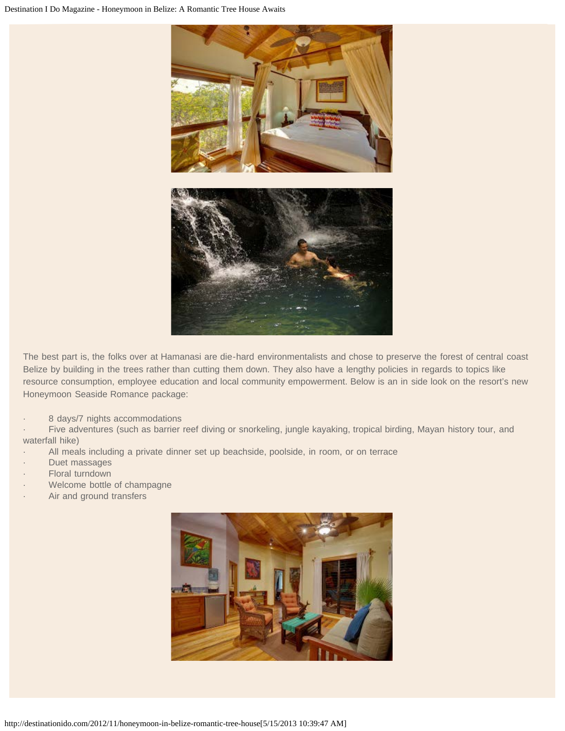The best part is, the folks over at Hamanasi are die-hard environmentalists and chose to preserve the forest of central coast Belize by building in the trees rather than cutting them down. They also have a lengthy policies in regards to topics like resource consumption, employee education and local community empowerment. Below is an in side look on the resort's new Honeymoon Seaside Romance package:

- 8 days/7 nights accommodations
- Five adventures (such as barrier reef diving or snorkeling, jungle kayaking, tropical birding, Mayan history tour, and waterfall hike)
- All meals including a private dinner set up beachside, poolside, in room, or on terrace
- Duet massages
- Floral turndown
- Welcome bottle of champagne
- Air and ground transfers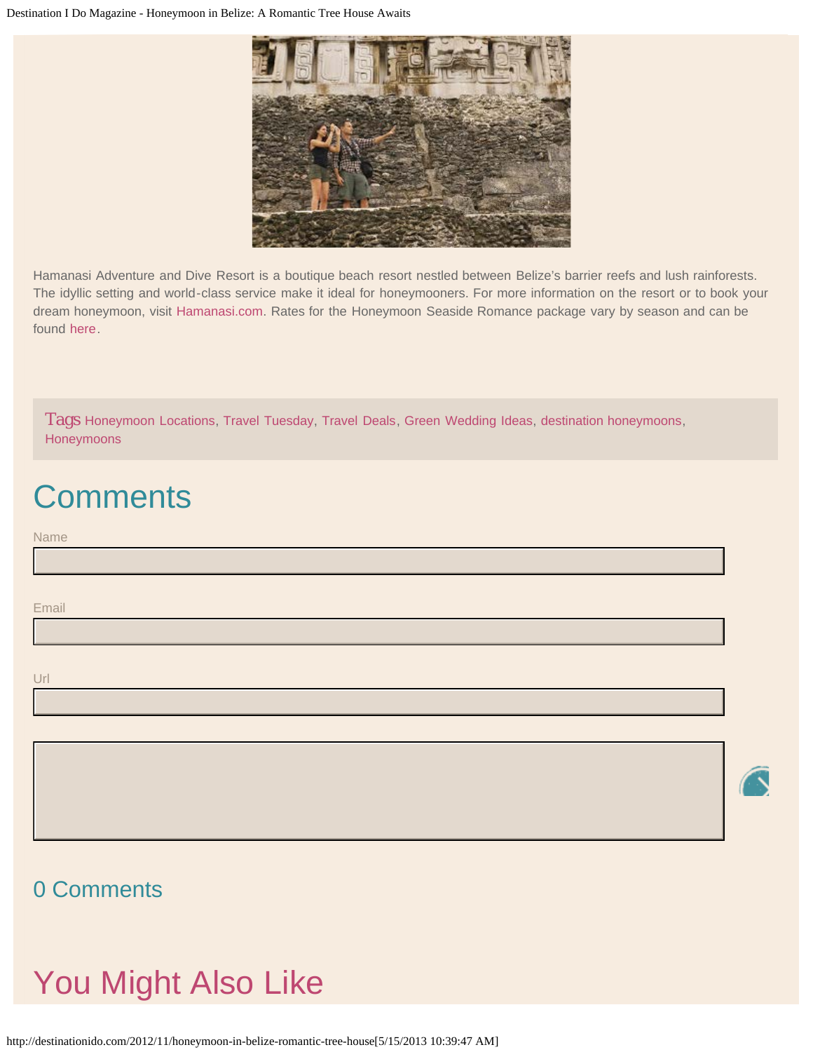Hamanasi Adventure and Dive Resort is a boutique beach resort nestled between Belize's barrier reefs and lush rainforests. The idyllic setting and world-class service make it ideal for honeymooners. For more information on the resort or to book your dream honeymoon, visit Hamanasi.com. Rates for the Honeymoon Seaside Romance package vary by season and can be found here.

Tags Honeymoon Locations, Travel Tuesday, Travel Deals, Green Wedding Ideas, destination honeymoons, Honeymoons

# Comments

Name

Email

Url

## 0 Comments

# You Might Also Like